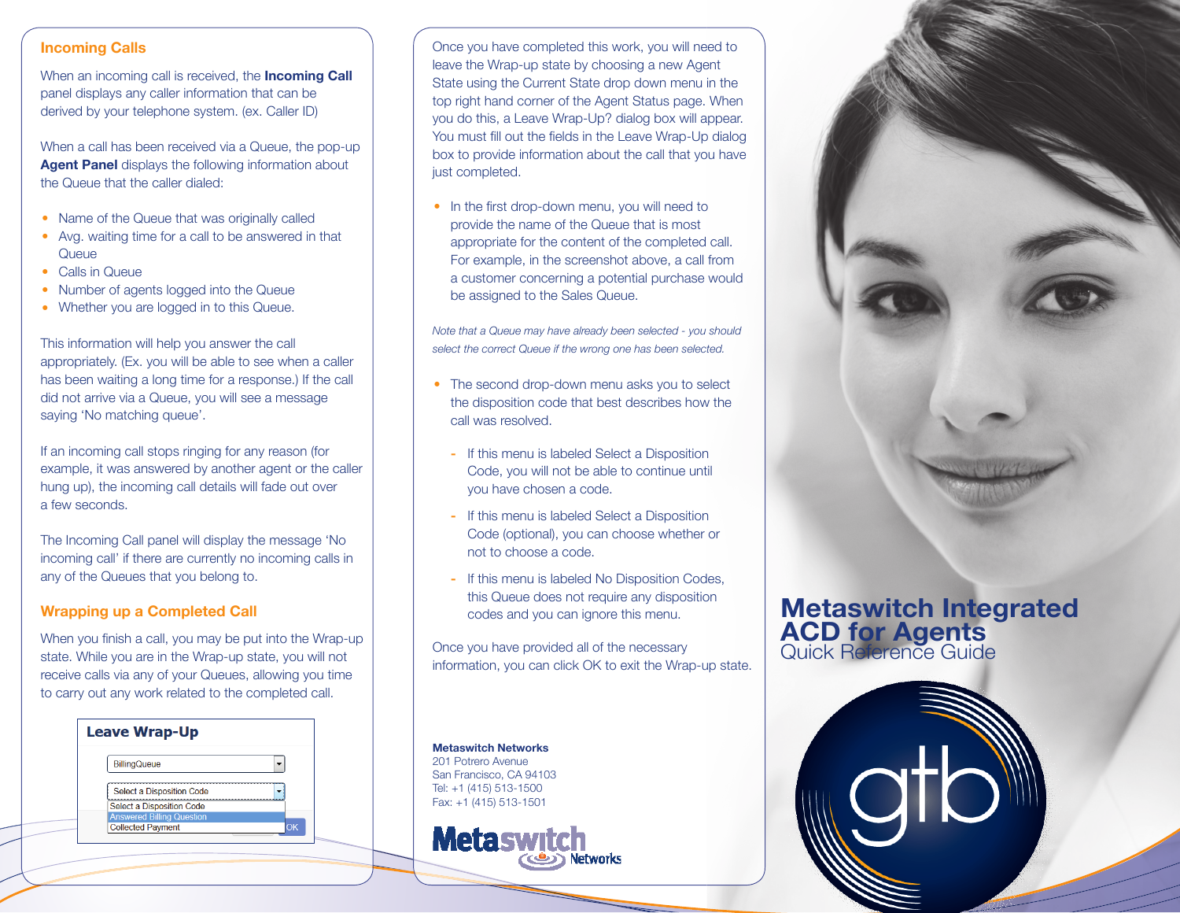## Incoming Calls

When an incoming call is received, the **Incoming Call** panel displays any caller information that can be derived by your telephone system. (ex. Caller ID)

When a call has been received via a Queue, the pop-up **Agent Panel** displays the following information about the Queue that the caller dialed:

- Name of the Queue that was originally called
- Avg. waiting time for a call to be answered in that Queue
- Calls in Queue
- Number of agents logged into the Queue
- Whether you are logged in to this Queue.

This information will help you answer the call appropriately. (Ex. you will be able to see when a caller has been waiting a long time for a response.) If the call did not arrive via a Queue, you will see a message saying 'No matching queue'.

If an incoming call stops ringing for any reason (for example, it was answered by another agent or the caller hung up), the incoming call details will fade out over a few seconds.

The Incoming Call panel will display the message 'No incoming call' if there are currently no incoming calls in any of the Queues that you belong to.

## Wrapping up a Completed Call

When you finish a call, you may be put into the Wrap-up state. While you are in the Wrap-up state, you will not receive calls via any of your Queues, allowing you time to carry out any work related to the completed call.

**Leave Wrap-Up**

BillingQueue

Select a Disposition Code
Select a Disposition Code
Answered Billing Question
Collected Payment

OK

Once you have completed this work, you will need to leave the Wrap-up state by choosing a new Agent State using the Current State drop down menu in the top right hand corner of the Agent Status page. When you do this, a Leave Wrap-Up? dialog box will appear. You must fill out the fields in the Leave Wrap-Up dialog box to provide information about the call that you have just completed.

- In the first drop-down menu, you will need to provide the name of the Queue that is most appropriate for the content of the completed call. For example, in the screenshot above, a call from a customer concerning a potential purchase would be assigned to the Sales Queue.

*Note that a Queue may have already been selected - you should select the correct Queue if the wrong one has been selected.*

- The second drop-down menu asks you to select the disposition code that best describes how the call was resolved.
  - If this menu is labeled Select a Disposition Code, you will not be able to continue until you have chosen a code.
  - If this menu is labeled Select a Disposition Code (optional), you can choose whether or not to choose a code.
  - If this menu is labeled No Disposition Codes, this Queue does not require any disposition codes and you can ignore this menu.

Once you have provided all of the necessary information, you can click OK to exit the Wrap-up state.

**Metaswitch Networks**
201 Potrero Avenue
San Francisco, CA 94103
Tel: +1 (415) 513-1500
Fax: +1 (415) 513-1501

Metaswitch Networks

# Metaswitch Integrated ACD for Agents

## Quick Reference Guide

gtb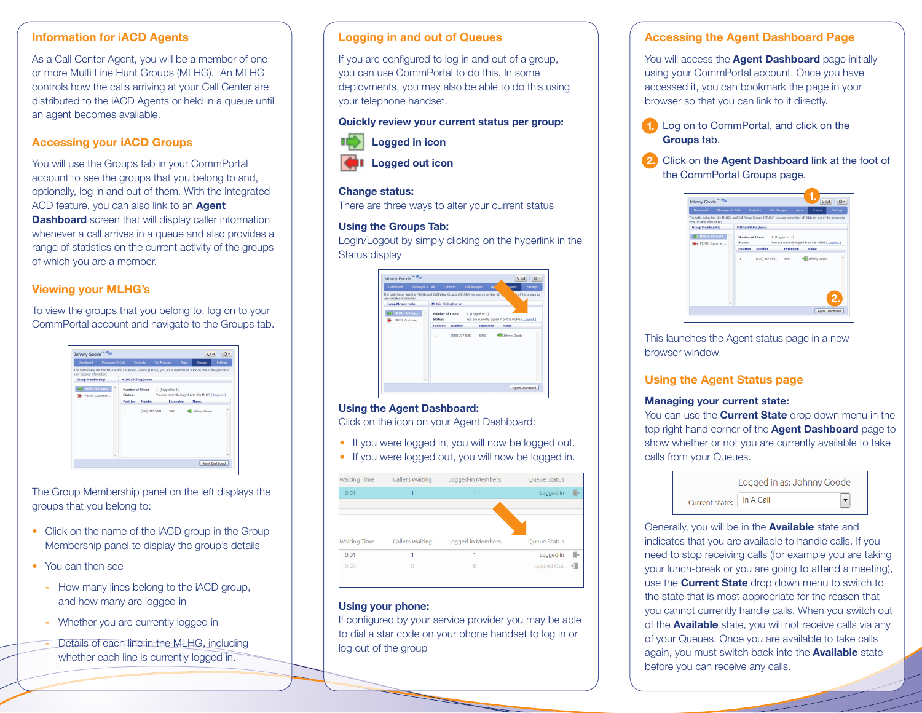## Information for iACD Agents

As a Call Center Agent, you will be a member of one or more Multi Line Hunt Groups (MLHG). An MLHG controls how the calls arriving at your Call Center are distributed to the iACD Agents or held in a queue until an agent becomes available.

## Accessing your iACD Groups

You will use the Groups tab in your CommPortal account to see the groups that you belong to and, optionally, log in and out of them. With the Integrated ACD feature, you can also link to an **Agent Dashboard** screen that will display caller information whenever a call arrives in a queue and also provides a range of statistics on the current activity of the groups of which you are a member.

## Viewing your MLHG's

To view the groups that you belong to, log on to your CommPortal account and navigate to the Groups tab.

The Group Membership panel on the left displays the groups that you belong to:

- Click on the name of the iACD group in the Group Membership panel to display the group's details
- You can then see
  - How many lines belong to the iACD group, and how many are logged in
  - Whether you are currently logged in
  - Details of each line in the MLHG, including whether each line is currently logged in.

## Logging in and out of Queues

If you are configured to log in and out of a group, you can use CommPortal to do this. In some deployments, you may also be able to do this using your telephone handset.

**Quickly review your current status per group:**

Logged in icon

Logged out icon

**Change status:**
There are three ways to alter your current status

**Using the Groups Tab:**
Login/Logout by simply clicking on the hyperlink in the Status display

**Using the Agent Dashboard:**
Click on the icon on your Agent Dashboard:

- If you were logged in, you will now be logged out.
- If you were logged out, you will now be logged in.

| Waiting Time | Callers Waiting | Logged-in Members | Queue Status |
|---|---|---|---|
| 0:01 | 1 | 1 | Logged In |

| Waiting Time | Callers Waiting | Logged-in Members | Queue Status |
|---|---|---|---|
| 0:01 | 1 | 1 | Logged In |
| 0:00 | 0 | 0 | Logged Out |

**Using your phone:**
If configured by your service provider you may be able to dial a star code on your phone handset to log in or log out of the group

## Accessing the Agent Dashboard Page

You will access the **Agent Dashboard** page initially using your CommPortal account. Once you have accessed it, you can bookmark the page in your browser so that you can link to it directly.

1. Log on to CommPortal, and click on the **Groups** tab.
2. Click on the **Agent Dashboard** link at the foot of the CommPortal Groups page.

This launches the Agent status page in a new browser window.

## Using the Agent Status page

**Managing your current state:**
You can use the **Current State** drop down menu in the top right hand corner of the **Agent Dashboard** page to show whether or not you are currently available to take calls from your Queues.

Logged In as: Johnny Goode
Current state: In A Call

Generally, you will be in the **Available** state and indicates that you are available to handle calls. If you need to stop receiving calls (for example you are taking your lunch-break or you are going to attend a meeting), use the **Current State** drop down menu to switch to the state that is most appropriate for the reason that you cannot currently handle calls. When you switch out of the **Available** state, you will not receive calls via any of your Queues. Once you are available to take calls again, you must switch back into the **Available** state before you can receive any calls.